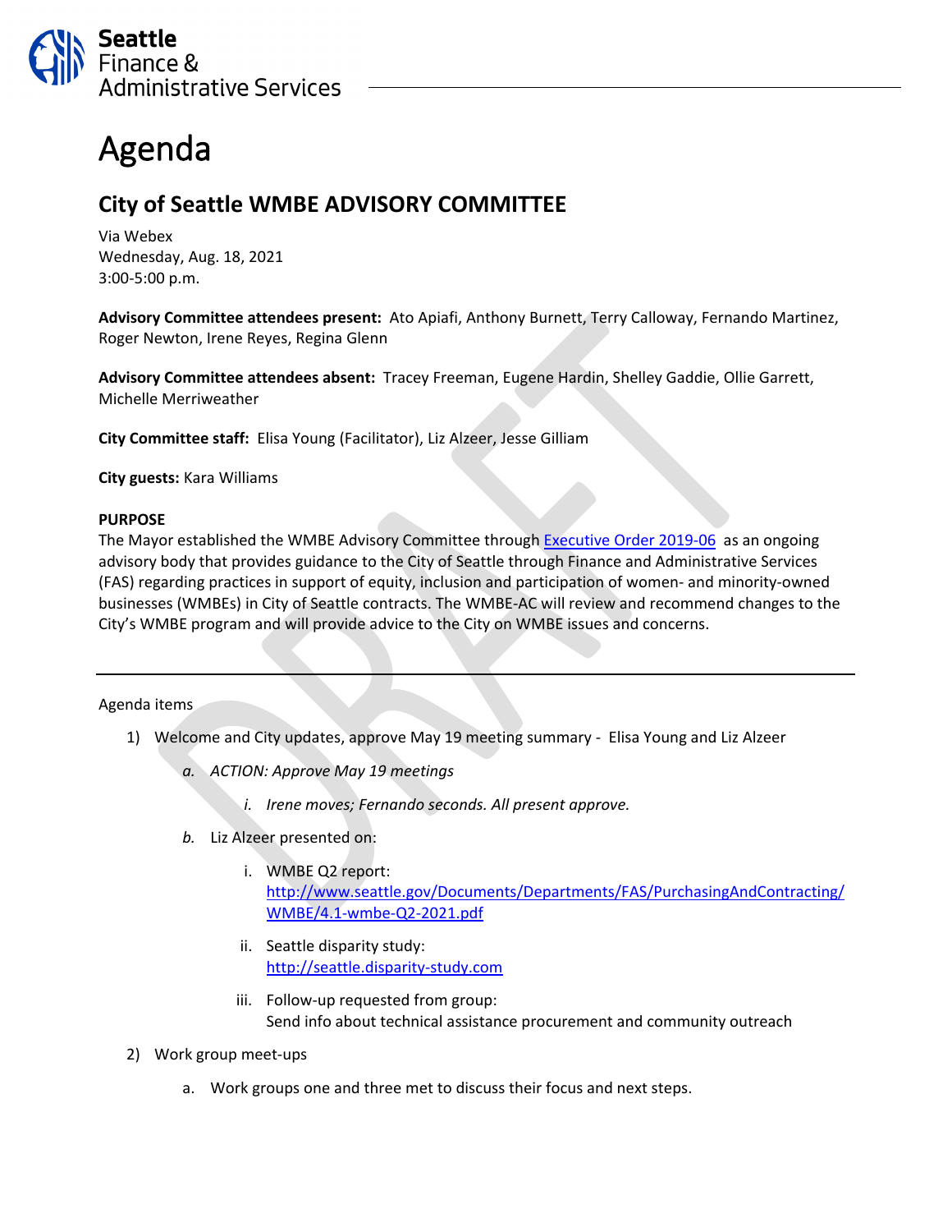Seattle
Finance &
Administrative Services

# Agenda

## City of Seattle WMBE ADVISORY COMMITTEE

Via Webex
Wednesday, Aug. 18, 2021
3:00-5:00 p.m.

**Advisory Committee attendees present:** Ato Apiafi, Anthony Burnett, Terry Calloway, Fernando Martinez, Roger Newton, Irene Reyes, Regina Glenn

**Advisory Committee attendees absent:** Tracey Freeman, Eugene Hardin, Shelley Gaddie, Ollie Garrett, Michelle Merriweather

**City Committee staff:** Elisa Young (Facilitator), Liz Alzeer, Jesse Gilliam

**City guests:** Kara Williams

**PURPOSE**

The Mayor established the WMBE Advisory Committee through Executive Order 2019-06 as an ongoing advisory body that provides guidance to the City of Seattle through Finance and Administrative Services (FAS) regarding practices in support of equity, inclusion and participation of women- and minority-owned businesses (WMBEs) in City of Seattle contracts. The WMBE-AC will review and recommend changes to the City's WMBE program and will provide advice to the City on WMBE issues and concerns.

---

Agenda items

1) Welcome and City updates, approve May 19 meeting summary - Elisa Young and Liz Alzeer
   a. *ACTION: Approve May 19 meetings*
      i. *Irene moves; Fernando seconds. All present approve.*
   b. Liz Alzeer presented on:
      i. WMBE Q2 report: http://www.seattle.gov/Documents/Departments/FAS/PurchasingAndContracting/WMBE/4.1-wmbe-Q2-2021.pdf
      ii. Seattle disparity study: http://seattle.disparity-study.com
      iii. Follow-up requested from group: Send info about technical assistance procurement and community outreach
2) Work group meet-ups
   a. Work groups one and three met to discuss their focus and next steps.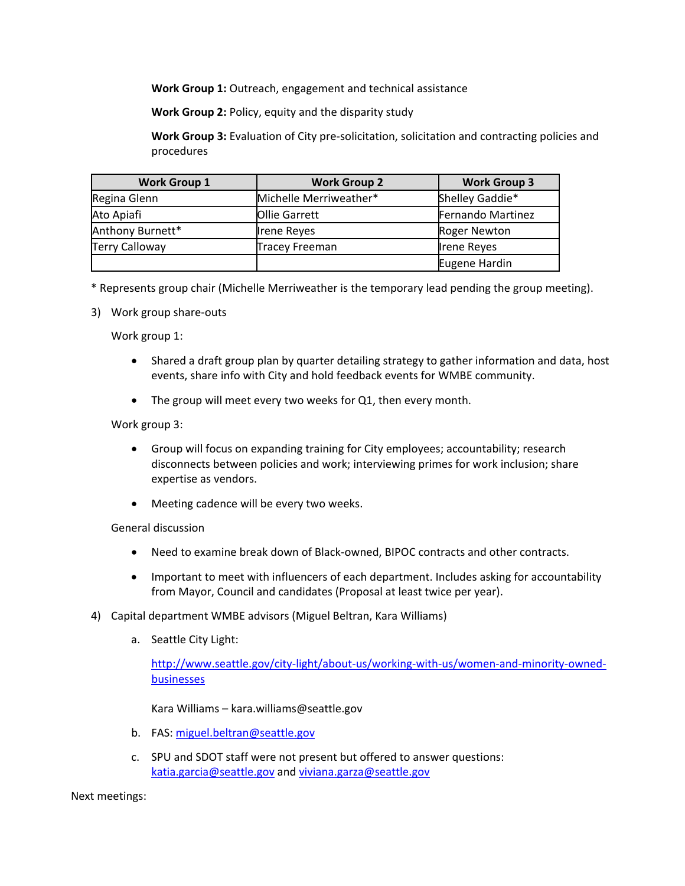**Work Group 1:** Outreach, engagement and technical assistance

**Work Group 2:** Policy, equity and the disparity study

**Work Group 3:** Evaluation of City pre-solicitation, solicitation and contracting policies and procedures

| Work Group 1 | Work Group 2 | Work Group 3 |
|---|---|---|
| Regina Glenn | Michelle Merriweather* | Shelley Gaddie* |
| Ato Apiafi | Ollie Garrett | Fernando Martinez |
| Anthony Burnett* | Irene Reyes | Roger Newton |
| Terry Calloway | Tracey Freeman | Irene Reyes |
| | | Eugene Hardin |

* Represents group chair (Michelle Merriweather is the temporary lead pending the group meeting).

3) Work group share-outs

   Work group 1:

   - Shared a draft group plan by quarter detailing strategy to gather information and data, host events, share info with City and hold feedback events for WMBE community.
   - The group will meet every two weeks for Q1, then every month.

   Work group 3:

   - Group will focus on expanding training for City employees; accountability; research disconnects between policies and work; interviewing primes for work inclusion; share expertise as vendors.
   - Meeting cadence will be every two weeks.

   General discussion

   - Need to examine break down of Black-owned, BIPOC contracts and other contracts.
   - Important to meet with influencers of each department. Includes asking for accountability from Mayor, Council and candidates (Proposal at least twice per year).

4) Capital department WMBE advisors (Miguel Beltran, Kara Williams)

   a. Seattle City Light:

      http://www.seattle.gov/city-light/about-us/working-with-us/women-and-minority-owned-businesses

      Kara Williams – kara.williams@seattle.gov

   b. FAS: miguel.beltran@seattle.gov

   c. SPU and SDOT staff were not present but offered to answer questions: katia.garcia@seattle.gov and viviana.garza@seattle.gov

Next meetings: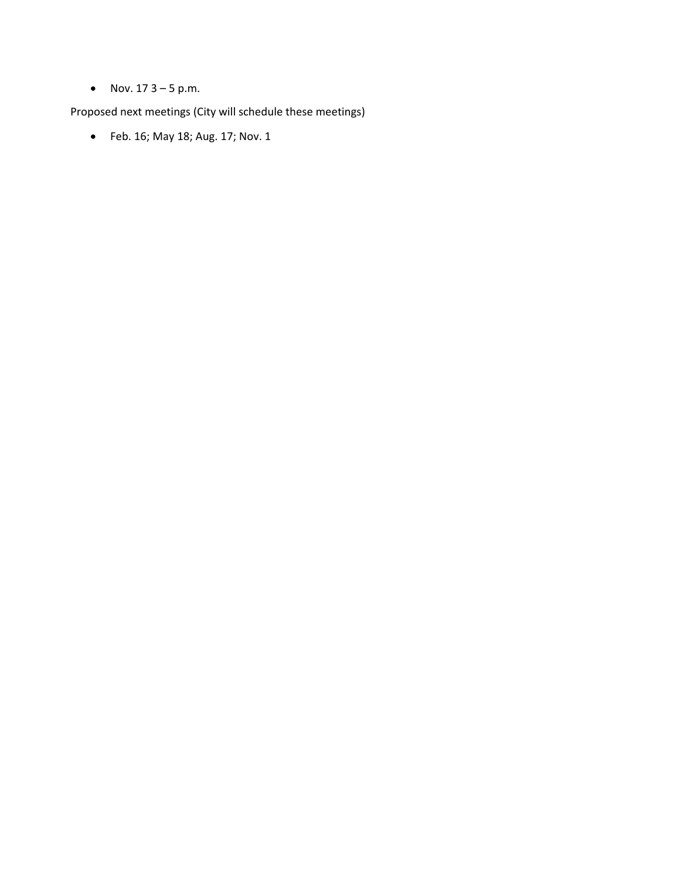- Nov. 17 3 – 5 p.m.

Proposed next meetings (City will schedule these meetings)

- Feb. 16; May 18; Aug. 17; Nov. 1